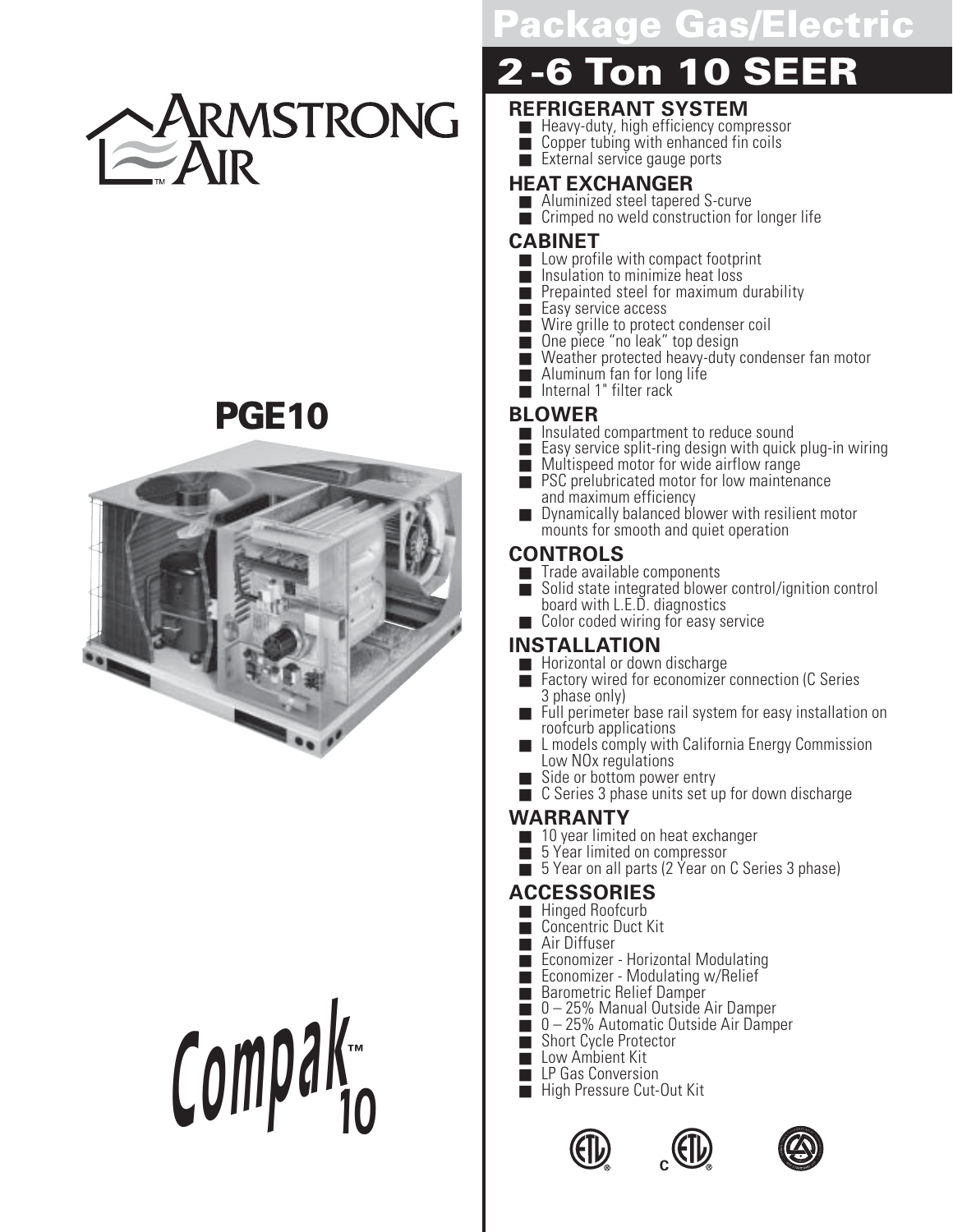Armstrong Air

# PGE10

Compak™ 10

# Package Gas/Electric

# 2-6 Ton 10 SEER

## REFRIGERANT SYSTEM
- Heavy-duty, high efficiency compressor
- Copper tubing with enhanced fin coils
- External service gauge ports

## HEAT EXCHANGER
- Aluminized steel tapered S-curve
- Crimped no weld construction for longer life

## CABINET
- Low profile with compact footprint
- Insulation to minimize heat loss
- Prepainted steel for maximum durability
- Easy service access
- Wire grille to protect condenser coil
- One piece "no leak" top design
- Weather protected heavy-duty condenser fan motor
- Aluminum fan for long life
- Internal 1" filter rack

## BLOWER
- Insulated compartment to reduce sound
- Easy service split-ring design with quick plug-in wiring
- Multispeed motor for wide airflow range
- PSC prelubricated motor for low maintenance and maximum efficiency
- Dynamically balanced blower with resilient motor mounts for smooth and quiet operation

## CONTROLS
- Trade available components
- Solid state integrated blower control/ignition control board with L.E.D. diagnostics
- Color coded wiring for easy service

## INSTALLATION
- Horizontal or down discharge
- Factory wired for economizer connection (C Series 3 phase only)
- Full perimeter base rail system for easy installation on roofcurb applications
- L models comply with California Energy Commission Low NOx regulations
- Side or bottom power entry
- C Series 3 phase units set up for down discharge

## WARRANTY
- 10 year limited on heat exchanger
- 5 Year limited on compressor
- 5 Year on all parts (2 Year on C Series 3 phase)

## ACCESSORIES
- Hinged Roofcurb
- Concentric Duct Kit
- Air Diffuser
- Economizer - Horizontal Modulating
- Economizer - Modulating w/Relief
- Barometric Relief Damper
- 0 – 25% Manual Outside Air Damper
- 0 – 25% Automatic Outside Air Damper
- Short Cycle Protector
- Low Ambient Kit
- LP Gas Conversion
- High Pressure Cut-Out Kit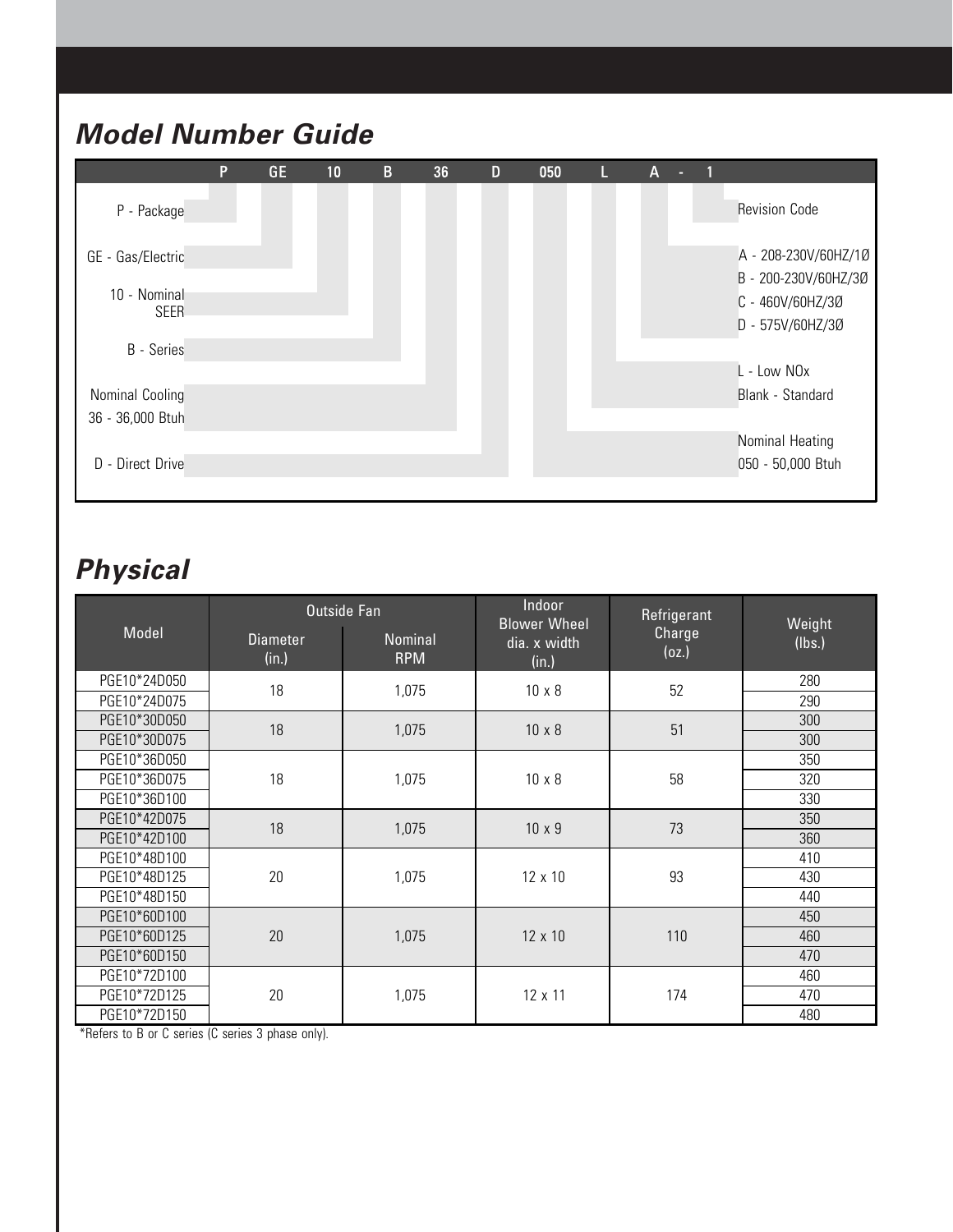## Model Number Guide

| P | GE | 10 | B | 36 | D | 050 | L | A | - | 1 |
|---|---|---|---|---|---|---|---|---|---|---|

- P - Package
- GE - Gas/Electric
- 10 - Nominal SEER
- B - Series
- Nominal Cooling 36 - 36,000 Btuh
- D - Direct Drive
- Nominal Heating 050 - 50,000 Btuh
- L - Low NOx, Blank - Standard
- A - 208-230V/60HZ/1Ø, B - 200-230V/60HZ/3Ø, C - 460V/60HZ/3Ø, D - 575V/60HZ/3Ø
- 1 - Revision Code

## Physical

| Model | Outside Fan | | Indoor Blower Wheel dia. x width (in.) | Refrigerant Charge (oz.) | Weight (lbs.) |
|---|---|---|---|---|---|
| | Diameter (in.) | Nominal RPM | | | |
| PGE10*24D050 | 18 | 1,075 | 10 x 8 | 52 | 280 |
| PGE10*24D075 | | | | | 290 |
| PGE10*30D050 | 18 | 1,075 | 10 x 8 | 51 | 300 |
| PGE10*30D075 | | | | | 300 |
| PGE10*36D050 | 18 | 1,075 | 10 x 8 | 58 | 350 |
| PGE10*36D075 | | | | | 320 |
| PGE10*36D100 | | | | | 330 |
| PGE10*42D075 | 18 | 1,075 | 10 x 9 | 73 | 350 |
| PGE10*42D100 | | | | | 360 |
| PGE10*48D100 | 20 | 1,075 | 12 x 10 | 93 | 410 |
| PGE10*48D125 | | | | | 430 |
| PGE10*48D150 | | | | | 440 |
| PGE10*60D100 | 20 | 1,075 | 12 x 10 | 110 | 450 |
| PGE10*60D125 | | | | | 460 |
| PGE10*60D150 | | | | | 470 |
| PGE10*72D100 | 20 | 1,075 | 12 x 11 | 174 | 460 |
| PGE10*72D125 | | | | | 470 |
| PGE10*72D150 | | | | | 480 |

*Refers to B or C series (C series 3 phase only).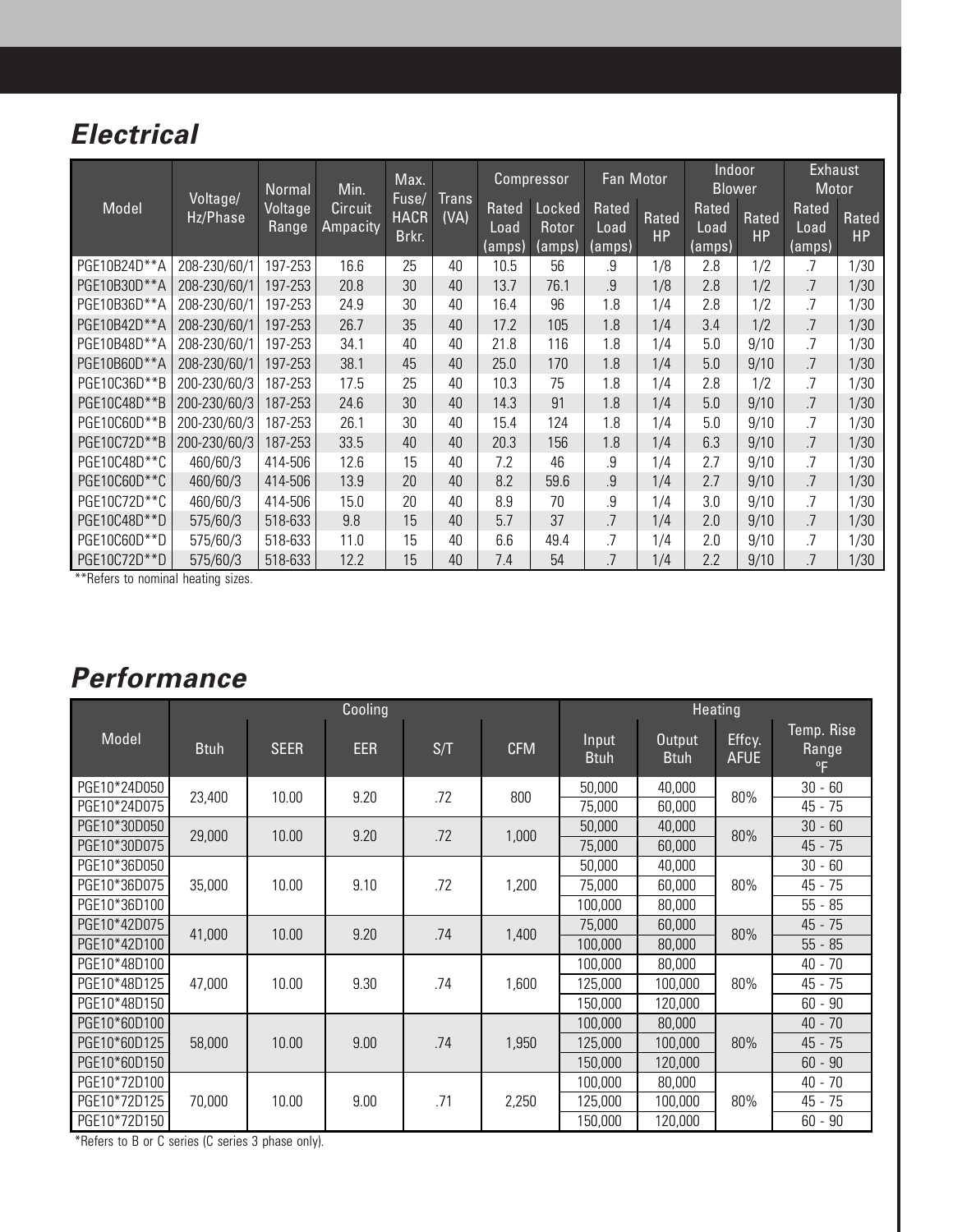## Electrical

| Model | Voltage/ Hz/Phase | Normal Voltage Range | Min. Circuit Ampacity | Max. Fuse/ HACR Brkr. | Trans (VA) | Compressor | | Fan Motor | | Indoor Blower | | Exhaust Motor | |
|---|---|---|---|---|---|---|---|---|---|---|---|---|---|
| | | | | | | Rated Load (amps) | Locked Rotor (amps) | Rated Load (amps) | Rated HP | Rated Load (amps) | Rated HP | Rated Load (amps) | Rated HP |
| PGE10B24D**A | 208-230/60/1 | 197-253 | 16.6 | 25 | 40 | 10.5 | 56 | .9 | 1/8 | 2.8 | 1/2 | .7 | 1/30 |
| PGE10B30D**A | 208-230/60/1 | 197-253 | 20.8 | 30 | 40 | 13.7 | 76.1 | .9 | 1/8 | 2.8 | 1/2 | .7 | 1/30 |
| PGE10B36D**A | 208-230/60/1 | 197-253 | 24.9 | 30 | 40 | 16.4 | 96 | 1.8 | 1/4 | 2.8 | 1/2 | .7 | 1/30 |
| PGE10B42D**A | 208-230/60/1 | 197-253 | 26.7 | 35 | 40 | 17.2 | 105 | 1.8 | 1/4 | 3.4 | 1/2 | .7 | 1/30 |
| PGE10B48D**A | 208-230/60/1 | 197-253 | 34.1 | 40 | 40 | 21.8 | 116 | 1.8 | 1/4 | 5.0 | 9/10 | .7 | 1/30 |
| PGE10B60D**A | 208-230/60/1 | 197-253 | 38.1 | 45 | 40 | 25.0 | 170 | 1.8 | 1/4 | 5.0 | 9/10 | .7 | 1/30 |
| PGE10C36D**B | 200-230/60/3 | 187-253 | 17.5 | 25 | 40 | 10.3 | 75 | 1.8 | 1/4 | 2.8 | 1/2 | .7 | 1/30 |
| PGE10C48D**B | 200-230/60/3 | 187-253 | 24.6 | 30 | 40 | 14.3 | 91 | 1.8 | 1/4 | 5.0 | 9/10 | .7 | 1/30 |
| PGE10C60D**B | 200-230/60/3 | 187-253 | 26.1 | 30 | 40 | 15.4 | 124 | 1.8 | 1/4 | 5.0 | 9/10 | .7 | 1/30 |
| PGE10C72D**B | 200-230/60/3 | 187-253 | 33.5 | 40 | 40 | 20.3 | 156 | 1.8 | 1/4 | 6.3 | 9/10 | .7 | 1/30 |
| PGE10C48D**C | 460/60/3 | 414-506 | 12.6 | 15 | 40 | 7.2 | 46 | .9 | 1/4 | 2.7 | 9/10 | .7 | 1/30 |
| PGE10C60D**C | 460/60/3 | 414-506 | 13.9 | 20 | 40 | 8.2 | 59.6 | .9 | 1/4 | 2.7 | 9/10 | .7 | 1/30 |
| PGE10C72D**C | 460/60/3 | 414-506 | 15.0 | 20 | 40 | 8.9 | 70 | .9 | 1/4 | 3.0 | 9/10 | .7 | 1/30 |
| PGE10C48D**D | 575/60/3 | 518-633 | 9.8 | 15 | 40 | 5.7 | 37 | .7 | 1/4 | 2.0 | 9/10 | .7 | 1/30 |
| PGE10C60D**D | 575/60/3 | 518-633 | 11.0 | 15 | 40 | 6.6 | 49.4 | .7 | 1/4 | 2.0 | 9/10 | .7 | 1/30 |
| PGE10C72D**D | 575/60/3 | 518-633 | 12.2 | 15 | 40 | 7.4 | 54 | .7 | 1/4 | 2.2 | 9/10 | .7 | 1/30 |

**Refers to nominal heating sizes.

## Performance

| Model | Cooling | | | | | Heating | | | |
|---|---|---|---|---|---|---|---|---|---|
| | Btuh | SEER | EER | S/T | CFM | Input Btuh | Output Btuh | Effcy. AFUE | Temp. Rise Range °F |
| PGE10*24D050 | 23,400 | 10.00 | 9.20 | .72 | 800 | 50,000 | 40,000 | 80% | 30 - 60 |
| PGE10*24D075 | | | | | | 75,000 | 60,000 | | 45 - 75 |
| PGE10*30D050 | 29,000 | 10.00 | 9.20 | .72 | 1,000 | 50,000 | 40,000 | 80% | 30 - 60 |
| PGE10*30D075 | | | | | | 75,000 | 60,000 | | 45 - 75 |
| PGE10*36D050 | 35,000 | 10.00 | 9.10 | .72 | 1,200 | 50,000 | 40,000 | 80% | 30 - 60 |
| PGE10*36D075 | | | | | | 75,000 | 60,000 | | 45 - 75 |
| PGE10*36D100 | | | | | | 100,000 | 80,000 | | 55 - 85 |
| PGE10*42D075 | 41,000 | 10.00 | 9.20 | .74 | 1,400 | 75,000 | 60,000 | 80% | 45 - 75 |
| PGE10*42D100 | | | | | | 100,000 | 80,000 | | 55 - 85 |
| PGE10*48D100 | 47,000 | 10.00 | 9.30 | .74 | 1,600 | 100,000 | 80,000 | 80% | 40 - 70 |
| PGE10*48D125 | | | | | | 125,000 | 100,000 | | 45 - 75 |
| PGE10*48D150 | | | | | | 150,000 | 120,000 | | 60 - 90 |
| PGE10*60D100 | 58,000 | 10.00 | 9.00 | .74 | 1,950 | 100,000 | 80,000 | 80% | 40 - 70 |
| PGE10*60D125 | | | | | | 125,000 | 100,000 | | 45 - 75 |
| PGE10*60D150 | | | | | | 150,000 | 120,000 | | 60 - 90 |
| PGE10*72D100 | 70,000 | 10.00 | 9.00 | .71 | 2,250 | 100,000 | 80,000 | 80% | 40 - 70 |
| PGE10*72D125 | | | | | | 125,000 | 100,000 | | 45 - 75 |
| PGE10*72D150 | | | | | | 150,000 | 120,000 | | 60 - 90 |

*Refers to B or C series (C series 3 phase only).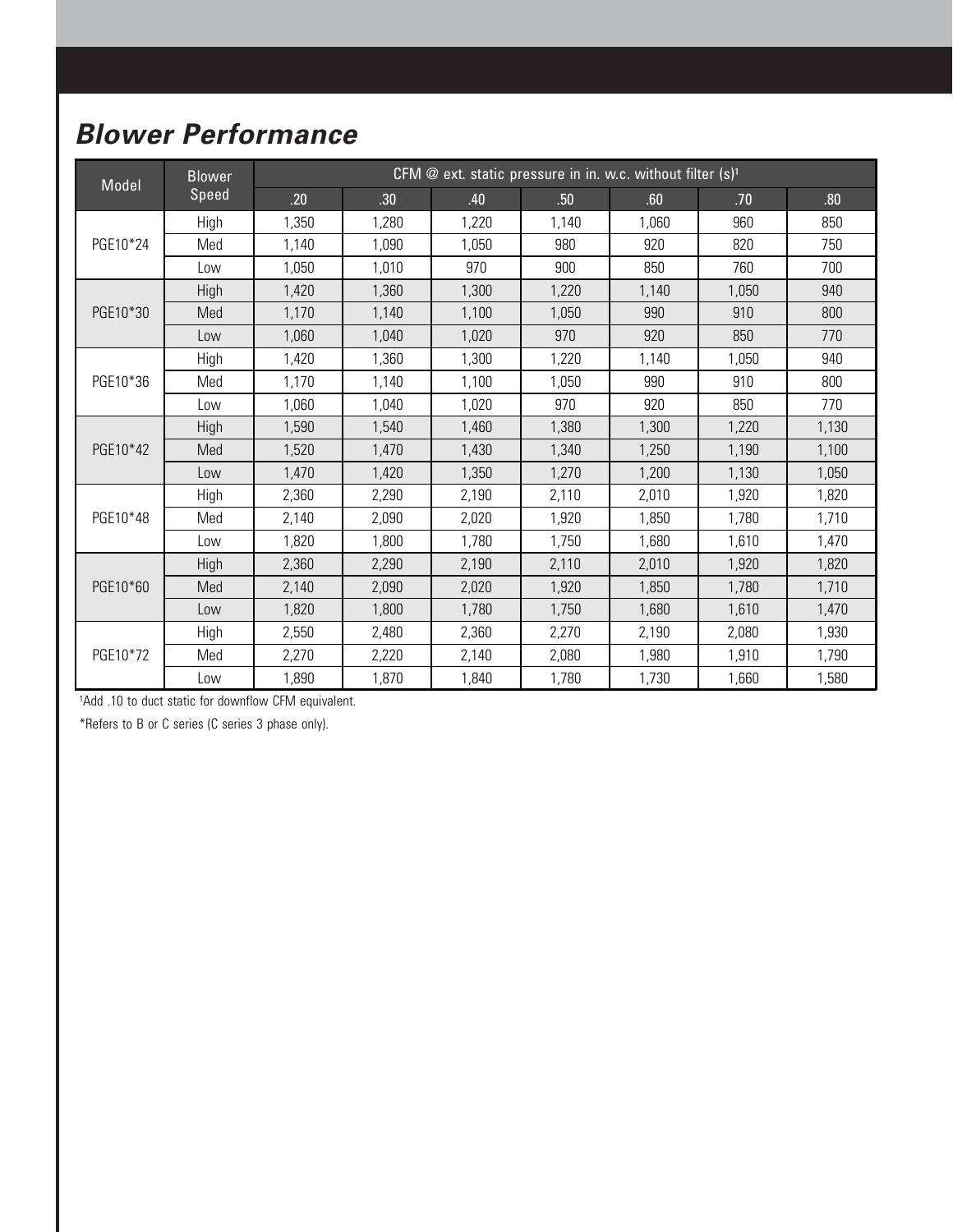## Blower Performance

| Model | Blower Speed | CFM @ ext. static pressure in in. w.c. without filter (s)[1] | | | | | | |
|---|---|---|---|---|---|---|---|---|
| | | .20 | .30 | .40 | .50 | .60 | .70 | .80 |
| PGE10*24 | High | 1,350 | 1,280 | 1,220 | 1,140 | 1,060 | 960 | 850 |
| | Med | 1,140 | 1,090 | 1,050 | 980 | 920 | 820 | 750 |
| | Low | 1,050 | 1,010 | 970 | 900 | 850 | 760 | 700 |
| PGE10*30 | High | 1,420 | 1,360 | 1,300 | 1,220 | 1,140 | 1,050 | 940 |
| | Med | 1,170 | 1,140 | 1,100 | 1,050 | 990 | 910 | 800 |
| | Low | 1,060 | 1,040 | 1,020 | 970 | 920 | 850 | 770 |
| PGE10*36 | High | 1,420 | 1,360 | 1,300 | 1,220 | 1,140 | 1,050 | 940 |
| | Med | 1,170 | 1,140 | 1,100 | 1,050 | 990 | 910 | 800 |
| | Low | 1,060 | 1,040 | 1,020 | 970 | 920 | 850 | 770 |
| PGE10*42 | High | 1,590 | 1,540 | 1,460 | 1,380 | 1,300 | 1,220 | 1,130 |
| | Med | 1,520 | 1,470 | 1,430 | 1,340 | 1,250 | 1,190 | 1,100 |
| | Low | 1,470 | 1,420 | 1,350 | 1,270 | 1,200 | 1,130 | 1,050 |
| PGE10*48 | High | 2,360 | 2,290 | 2,190 | 2,110 | 2,010 | 1,920 | 1,820 |
| | Med | 2,140 | 2,090 | 2,020 | 1,920 | 1,850 | 1,780 | 1,710 |
| | Low | 1,820 | 1,800 | 1,780 | 1,750 | 1,680 | 1,610 | 1,470 |
| PGE10*60 | High | 2,360 | 2,290 | 2,190 | 2,110 | 2,010 | 1,920 | 1,820 |
| | Med | 2,140 | 2,090 | 2,020 | 1,920 | 1,850 | 1,780 | 1,710 |
| | Low | 1,820 | 1,800 | 1,780 | 1,750 | 1,680 | 1,610 | 1,470 |
| PGE10*72 | High | 2,550 | 2,480 | 2,360 | 2,270 | 2,190 | 2,080 | 1,930 |
| | Med | 2,270 | 2,220 | 2,140 | 2,080 | 1,980 | 1,910 | 1,790 |
| | Low | 1,890 | 1,870 | 1,840 | 1,780 | 1,730 | 1,660 | 1,580 |

[1]Add .10 to duct static for downflow CFM equivalent.

*Refers to B or C series (C series 3 phase only).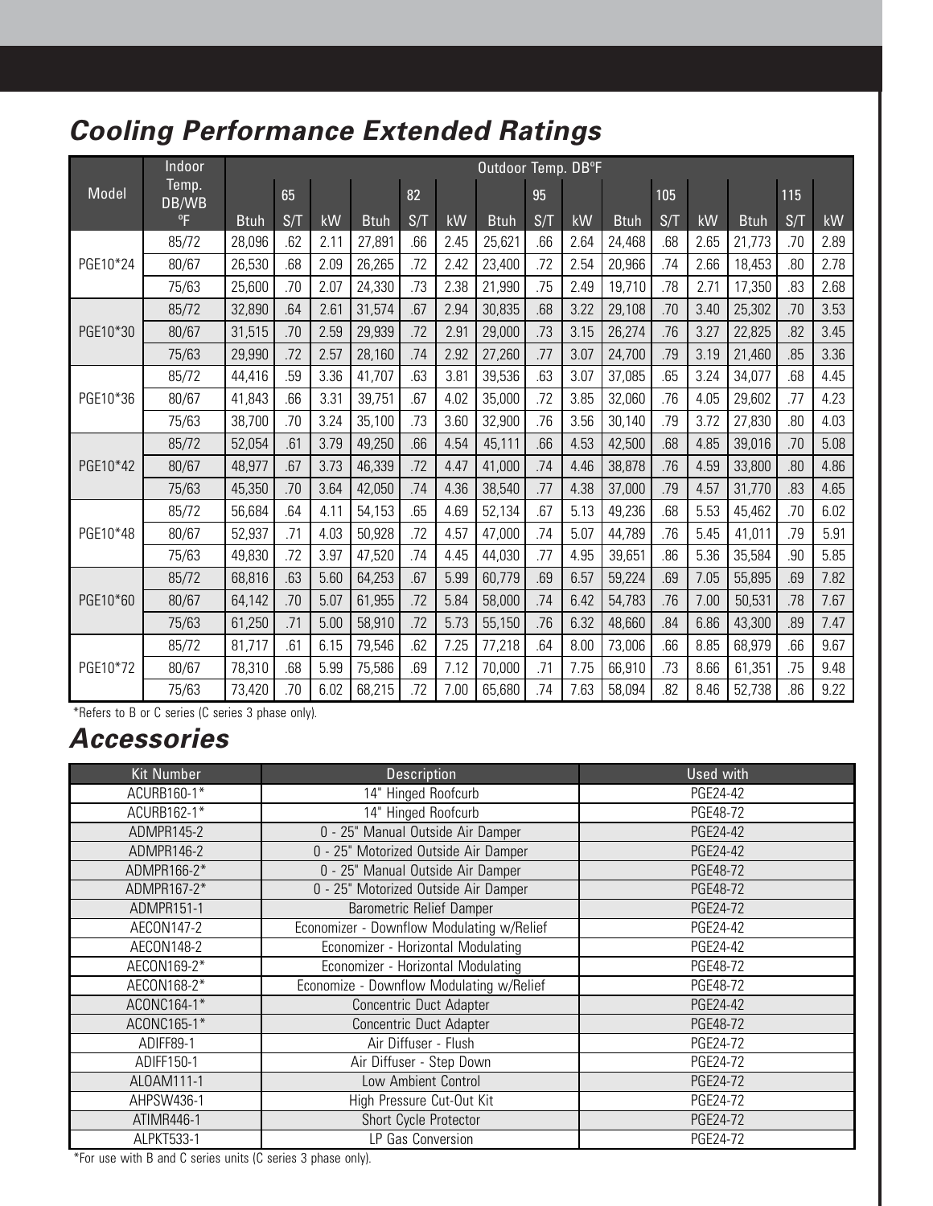## Cooling Performance Extended Ratings

| Model | Indoor Temp. DB/WB °F | Outdoor Temp. DB°F | | | | | | | | | | | | | | |
|---|---|---|---|---|---|---|---|---|---|---|---|---|---|---|---|---|
| | | 65 | | | 82 | | | 95 | | | 105 | | | 115 | | |
| | | Btuh | S/T | kW | Btuh | S/T | kW | Btuh | S/T | kW | Btuh | S/T | kW | Btuh | S/T | kW |
| PGE10*24 | 85/72 | 28,096 | .62 | 2.11 | 27,891 | .66 | 2.45 | 25,621 | .66 | 2.64 | 24,468 | .68 | 2.65 | 21,773 | .70 | 2.89 |
| | 80/67 | 26,530 | .68 | 2.09 | 26,265 | .72 | 2.42 | 23,400 | .72 | 2.54 | 20,966 | .74 | 2.66 | 18,453 | .80 | 2.78 |
| | 75/63 | 25,600 | .70 | 2.07 | 24,330 | .73 | 2.38 | 21,990 | .75 | 2.49 | 19,710 | .78 | 2.71 | 17,350 | .83 | 2.68 |
| PGE10*30 | 85/72 | 32,890 | .64 | 2.61 | 31,574 | .67 | 2.94 | 30,835 | .68 | 3.22 | 29,108 | .70 | 3.40 | 25,302 | .70 | 3.53 |
| | 80/67 | 31,515 | .70 | 2.59 | 29,939 | .72 | 2.91 | 29,000 | .73 | 3.15 | 26,274 | .76 | 3.27 | 22,825 | .82 | 3.45 |
| | 75/63 | 29,990 | .72 | 2.57 | 28,160 | .74 | 2.92 | 27,260 | .77 | 3.07 | 24,700 | .79 | 3.19 | 21,460 | .85 | 3.36 |
| PGE10*36 | 85/72 | 44,416 | .59 | 3.36 | 41,707 | .63 | 3.81 | 39,536 | .63 | 3.07 | 37,085 | .65 | 3.24 | 34,077 | .68 | 4.45 |
| | 80/67 | 41,843 | .66 | 3.31 | 39,751 | .67 | 4.02 | 35,000 | .72 | 3.85 | 32,060 | .76 | 4.05 | 29,602 | .77 | 4.23 |
| | 75/63 | 38,700 | .70 | 3.24 | 35,100 | .73 | 3.60 | 32,900 | .76 | 3.56 | 30,140 | .79 | 3.72 | 27,830 | .80 | 4.03 |
| PGE10*42 | 85/72 | 52,054 | .61 | 3.79 | 49,250 | .66 | 4.54 | 45,111 | .66 | 4.53 | 42,500 | .68 | 4.85 | 39,016 | .70 | 5.08 |
| | 80/67 | 48,977 | .67 | 3.73 | 46,339 | .72 | 4.47 | 41,000 | .74 | 4.46 | 38,878 | .76 | 4.59 | 33,800 | .80 | 4.86 |
| | 75/63 | 45,350 | .70 | 3.64 | 42,050 | .74 | 4.36 | 38,540 | .77 | 4.38 | 37,000 | .79 | 4.57 | 31,770 | .83 | 4.65 |
| PGE10*48 | 85/72 | 56,684 | .64 | 4.11 | 54,153 | .65 | 4.69 | 52,134 | .67 | 5.13 | 49,236 | .68 | 5.53 | 45,462 | .70 | 6.02 |
| | 80/67 | 52,937 | .71 | 4.03 | 50,928 | .72 | 4.57 | 47,000 | .74 | 5.07 | 44,789 | .76 | 5.45 | 41,011 | .79 | 5.91 |
| | 75/63 | 49,830 | .72 | 3.97 | 47,520 | .74 | 4.45 | 44,030 | .77 | 4.95 | 39,651 | .86 | 5.36 | 35,584 | .90 | 5.85 |
| PGE10*60 | 85/72 | 68,816 | .63 | 5.60 | 64,253 | .67 | 5.99 | 60,779 | .69 | 6.57 | 59,224 | .69 | 7.05 | 55,895 | .69 | 7.82 |
| | 80/67 | 64,142 | .70 | 5.07 | 61,955 | .72 | 5.84 | 58,000 | .74 | 6.42 | 54,783 | .76 | 7.00 | 50,531 | .78 | 7.67 |
| | 75/63 | 61,250 | .71 | 5.00 | 58,910 | .72 | 5.73 | 55,150 | .76 | 6.32 | 48,660 | .84 | 6.86 | 43,300 | .89 | 7.47 |
| PGE10*72 | 85/72 | 81,717 | .61 | 6.15 | 79,546 | .62 | 7.25 | 77,218 | .64 | 8.00 | 73,006 | .66 | 8.85 | 68,979 | .66 | 9.67 |
| | 80/67 | 78,310 | .68 | 5.99 | 75,586 | .69 | 7.12 | 70,000 | .71 | 7.75 | 66,910 | .73 | 8.66 | 61,351 | .75 | 9.48 |
| | 75/63 | 73,420 | .70 | 6.02 | 68,215 | .72 | 7.00 | 65,680 | .74 | 7.63 | 58,094 | .82 | 8.46 | 52,738 | .86 | 9.22 |

*Refers to B or C series (C series 3 phase only).

## Accessories

| Kit Number | Description | Used with |
|---|---|---|
| ACURB160-1* | 14" Hinged Roofcurb | PGE24-42 |
| ACURB162-1* | 14" Hinged Roofcurb | PGE48-72 |
| ADMPR145-2 | 0 - 25" Manual Outside Air Damper | PGE24-42 |
| ADMPR146-2 | 0 - 25" Motorized Outside Air Damper | PGE24-42 |
| ADMPR166-2* | 0 - 25" Manual Outside Air Damper | PGE48-72 |
| ADMPR167-2* | 0 - 25" Motorized Outside Air Damper | PGE48-72 |
| ADMPR151-1 | Barometric Relief Damper | PGE24-72 |
| AECON147-2 | Economizer - Downflow Modulating w/Relief | PGE24-42 |
| AECON148-2 | Economizer - Horizontal Modulating | PGE24-42 |
| AECON169-2* | Economizer - Horizontal Modulating | PGE48-72 |
| AECON168-2* | Economize - Downflow Modulating w/Relief | PGE48-72 |
| ACONC164-1* | Concentric Duct Adapter | PGE24-42 |
| ACONC165-1* | Concentric Duct Adapter | PGE48-72 |
| ADIFF89-1 | Air Diffuser - Flush | PGE24-72 |
| ADIFF150-1 | Air Diffuser - Step Down | PGE24-72 |
| ALOAM111-1 | Low Ambient Control | PGE24-72 |
| AHPSW436-1 | High Pressure Cut-Out Kit | PGE24-72 |
| ATIMR446-1 | Short Cycle Protector | PGE24-72 |
| ALPKT533-1 | LP Gas Conversion | PGE24-72 |

*For use with B and C series units (C series 3 phase only).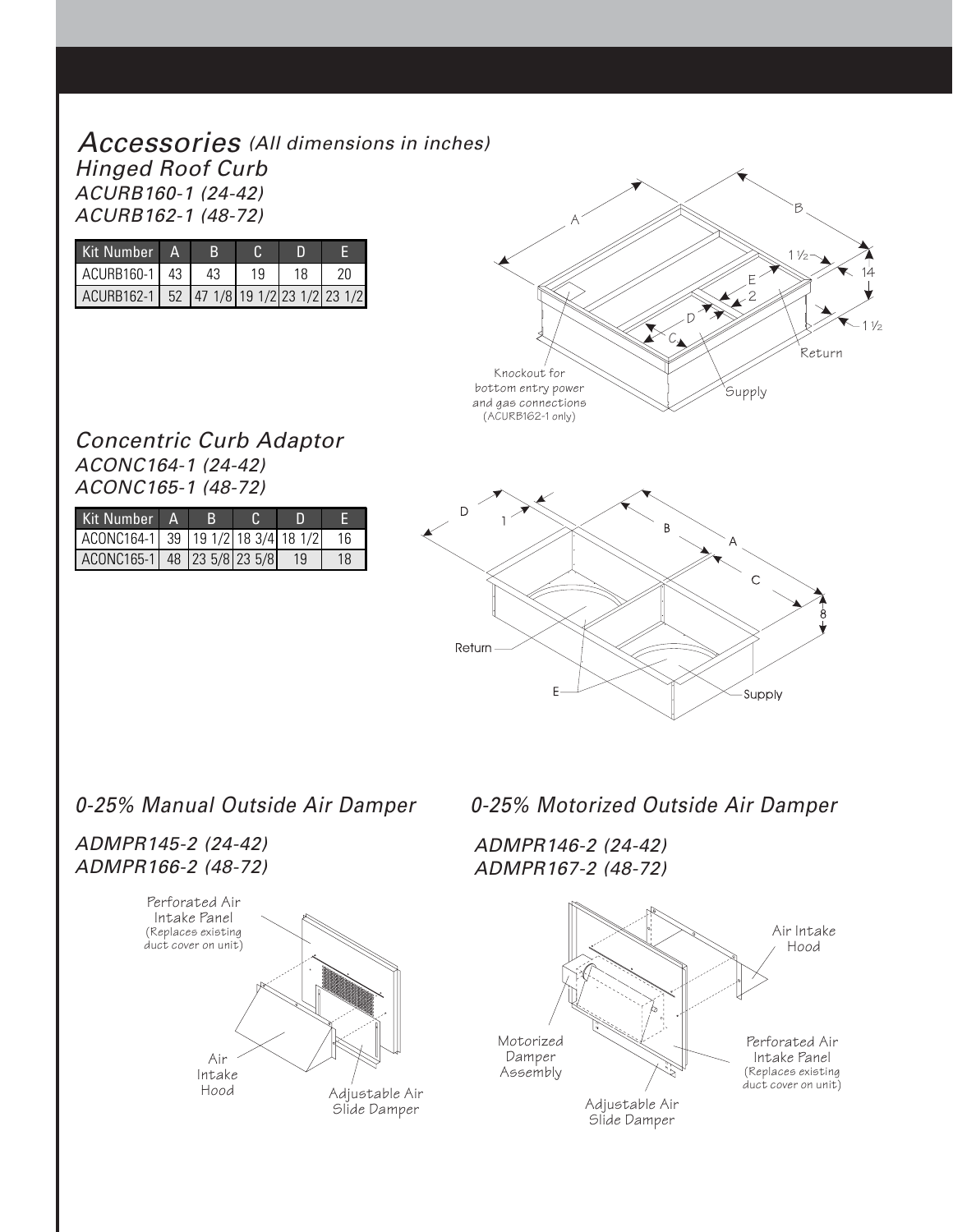# *Accessories* *(All dimensions in inches)*

## *Hinged Roof Curb*

### *ACURB160-1 (24-42)*
### *ACURB162-1 (48-72)*

| Kit Number | A | B | C | D | E |
|---|---|---|---|---|---|
| ACURB160-1 | 43 | 43 | 19 | 18 | 20 |
| ACURB162-1 | 52 | 47 1/8 | 19 1/2 | 23 1/2 | 23 1/2 |

Knockout for bottom entry power and gas connections (ACURB162-1 only)

## *Concentric Curb Adaptor*

### *ACONC164-1 (24-42)*
### *ACONC165-1 (48-72)*

| Kit Number | A | B | C | D | E |
|---|---|---|---|---|---|
| ACONC164-1 | 39 | 19 1/2 | 18 3/4 | 18 1/2 | 16 |
| ACONC165-1 | 48 | 23 5/8 | 23 5/8 | 19 | 18 |

## *0-25% Manual Outside Air Damper*

### *ADMPR145-2 (24-42)*
### *ADMPR166-2 (48-72)*

Perforated Air Intake Panel (Replaces existing duct cover on unit)

Air Intake Hood

Adjustable Air Slide Damper

## *0-25% Motorized Outside Air Damper*

### *ADMPR146-2 (24-42)*
### *ADMPR167-2 (48-72)*

Air Intake Hood

Motorized Damper Assembly

Perforated Air Intake Panel (Replaces existing duct cover on unit)

Adjustable Air Slide Damper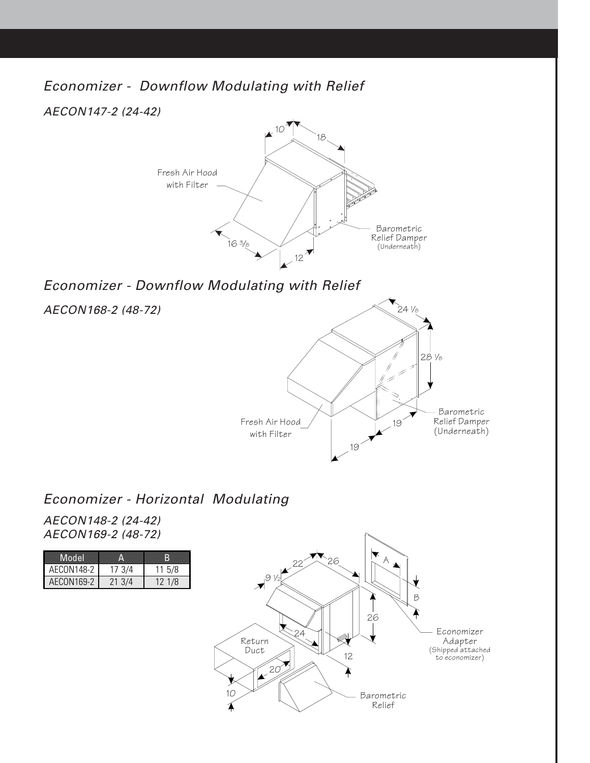## *Economizer - Downflow Modulating with Relief*

*AECON147-2 (24-42)*

Fresh Air Hood with Filter

Barometric Relief Damper (Underneath)

10 18 16 3/8 12

## *Economizer - Downflow Modulating with Relief*

*AECON168-2 (48-72)*

Fresh Air Hood with Filter

Barometric Relief Damper (Underneath)

24 1/8 28 1/8 19 19

## *Economizer - Horizontal Modulating*

*AECON148-2 (24-42)*
*AECON169-2 (48-72)*

| Model | A | B |
|---|---|---|
| AECON148-2 | 17 3/4 | 11 5/8 |
| AECON169-2 | 21 3/4 | 12 1/8 |

Return Duct

Barometric Relief

Economizer Adapter (Shipped attached to economizer)

9 1/2 22 26 24 26 12 20 10 A B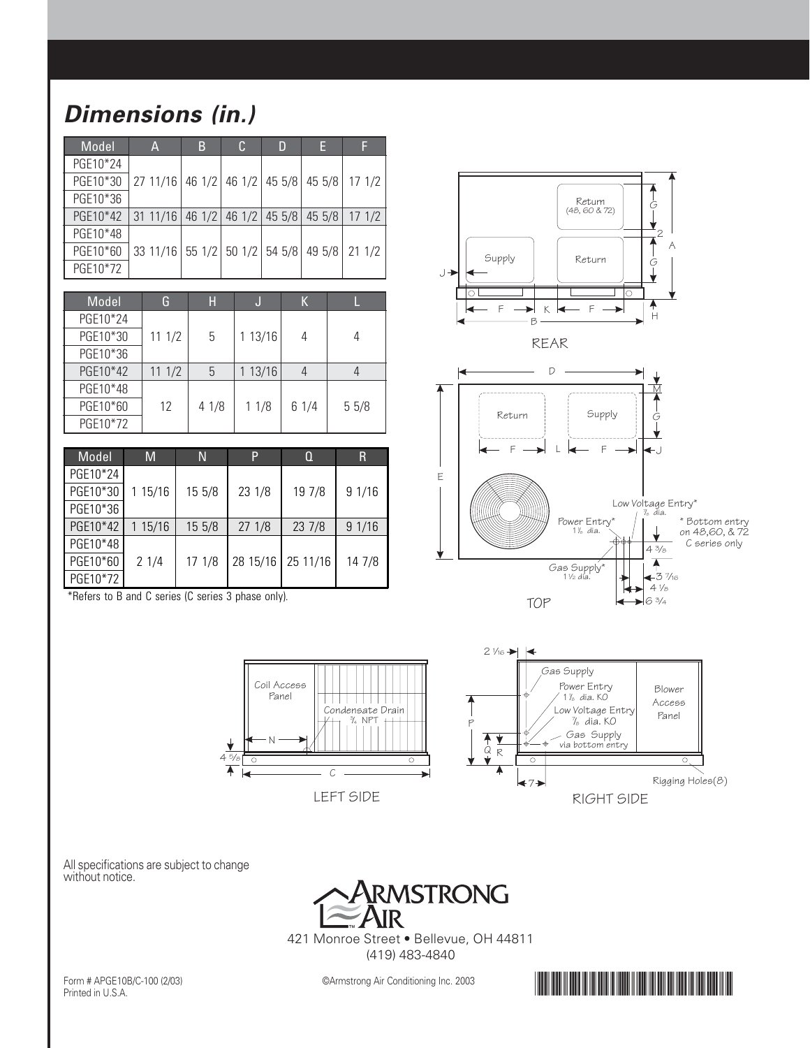## Dimensions (in.)

| Model | A | B | C | D | E | F |
|---|---|---|---|---|---|---|
| PGE10*24 | 27 11/16 | 46 1/2 | 46 1/2 | 45 5/8 | 45 5/8 | 17 1/2 |
| PGE10*30 | | | | | | |
| PGE10*36 | | | | | | |
| PGE10*42 | 31 11/16 | 46 1/2 | 46 1/2 | 45 5/8 | 45 5/8 | 17 1/2 |
| PGE10*48 | 33 11/16 | 55 1/2 | 50 1/2 | 54 5/8 | 49 5/8 | 21 1/2 |
| PGE10*60 | | | | | | |
| PGE10*72 | | | | | | |

| Model | G | H | J | K | L |
|---|---|---|---|---|---|
| PGE10*24 | 11 1/2 | 5 | 1 13/16 | 4 | 4 |
| PGE10*30 | | | | | |
| PGE10*36 | | | | | |
| PGE10*42 | 11 1/2 | 5 | 1 13/16 | 4 | 4 |
| PGE10*48 | 12 | 4 1/8 | 1 1/8 | 6 1/4 | 5 5/8 |
| PGE10*60 | | | | | |
| PGE10*72 | | | | | |

| Model | M | N | P | Q | R |
|---|---|---|---|---|---|
| PGE10*24 | 1 15/16 | 15 5/8 | 23 1/8 | 19 7/8 | 9 1/16 |
| PGE10*30 | | | | | |
| PGE10*36 | | | | | |
| PGE10*42 | 1 15/16 | 15 5/8 | 27 1/8 | 23 7/8 | 9 1/16 |
| PGE10*48 | 2 1/4 | 17 1/8 | 28 15/16 | 25 11/16 | 14 7/8 |
| PGE10*60 | | | | | |
| PGE10*72 | | | | | |

*Refers to B and C series (C series 3 phase only).

REAR

Supply
Return
Return (48, 60 & 72)
J F K F B G 2 A G H

TOP

D M G J F L F E
Return
Supply
Low Voltage Entry* 7/8 dia.
Power Entry* 1 1/8 dia.
Gas Supply* 1 1/2 dia.
* Bottom entry on 48,60, & 72 C series only
4 3/8
3 7/16
4 1/8
6 3/4

LEFT SIDE

Coil Access Panel
Condensate Drain 3/4 NPT
N
4 5/8
C

RIGHT SIDE

2 1/16
Gas Supply
Power Entry 1 1/8 dia. KO
Low Voltage Entry 7/8 dia. KO
Gas Supply via bottom entry
Blower Access Panel
P Q R
7
Rigging Holes(8)

All specifications are subject to change without notice.

ARMSTRONG AIR

421 Monroe Street • Bellevue, OH 44811
(419) 483-4840

Form # APGE10B/C-100 (2/03)
Printed in U.S.A.

©Armstrong Air Conditioning Inc. 2003